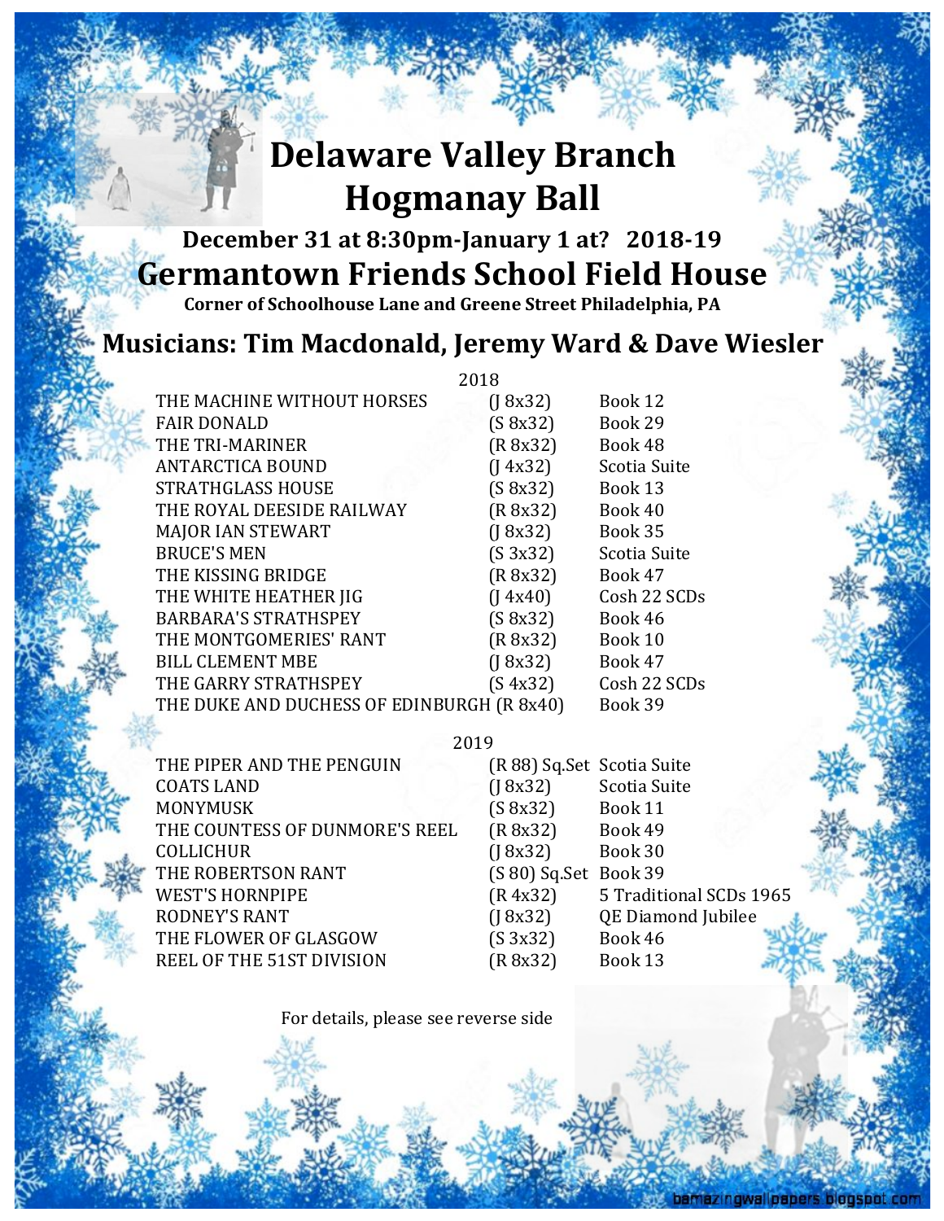# Delaware Valley Branch Hogmanay Ball

## December 31 at 8:30pm-January 1 at? 2018-19

## Germantown Friends School Field House

**Corner of Schoolhouse Lane and Greene Street Philadelphia, PA**

## Musicians: Tim Macdonald, Jeremy Ward & Dave Wiesler

### 2018

| Dance | Type | Source |
|---|---|---|
| THE MACHINE WITHOUT HORSES | (J 8x32) | Book 12 |
| FAIR DONALD | (S 8x32) | Book 29 |
| THE TRI-MARINER | (R 8x32) | Book 48 |
| ANTARCTICA BOUND | (J 4x32) | Scotia Suite |
| STRATHGLASS HOUSE | (S 8x32) | Book 13 |
| THE ROYAL DEESIDE RAILWAY | (R 8x32) | Book 40 |
| MAJOR IAN STEWART | (J 8x32) | Book 35 |
| BRUCE'S MEN | (S 3x32) | Scotia Suite |
| THE KISSING BRIDGE | (R 8x32) | Book 47 |
| THE WHITE HEATHER JIG | (J 4x40) | Cosh 22 SCDs |
| BARBARA'S STRATHSPEY | (S 8x32) | Book 46 |
| THE MONTGOMERIES' RANT | (R 8x32) | Book 10 |
| BILL CLEMENT MBE | (J 8x32) | Book 47 |
| THE GARRY STRATHSPEY | (S 4x32) | Cosh 22 SCDs |
| THE DUKE AND DUCHESS OF EDINBURGH | (R 8x40) | Book 39 |

### 2019

| Dance | Type | Source |
|---|---|---|
| THE PIPER AND THE PENGUIN | (R 88) Sq.Set | Scotia Suite |
| COATS LAND | (J 8x32) | Scotia Suite |
| MONYMUSK | (S 8x32) | Book 11 |
| THE COUNTESS OF DUNMORE'S REEL | (R 8x32) | Book 49 |
| COLLICHUR | (J 8x32) | Book 30 |
| THE ROBERTSON RANT | (S 80) Sq.Set | Book 39 |
| WEST'S HORNPIPE | (R 4x32) | 5 Traditional SCDs 1965 |
| RODNEY'S RANT | (J 8x32) | QE Diamond Jubilee |
| THE FLOWER OF GLASGOW | (S 3x32) | Book 46 |
| REEL OF THE 51ST DIVISION | (R 8x32) | Book 13 |

For details, please see reverse side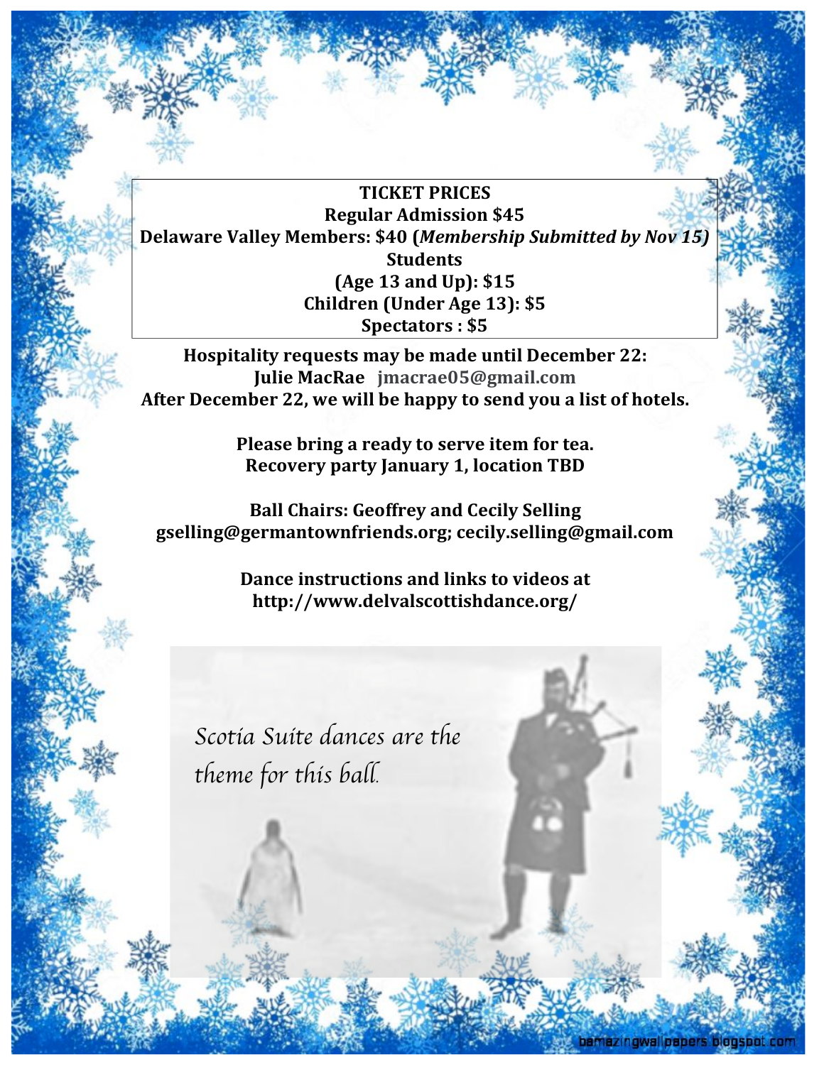**TICKET PRICES**
**Regular Admission $45**
**Delaware Valley Members: $40 (*Membership Submitted by Nov 15)***
**Students**
**(Age 13 and Up): $15**
**Children (Under Age 13): $5**
**Spectators : $5**

**Hospitality requests may be made until December 22:**
**Julie MacRae jmacrae05@gmail.com**
**After December 22, we will be happy to send you a list of hotels.**

**Please bring a ready to serve item for tea.**
**Recovery party January 1, location TBD**

**Ball Chairs: Geoffrey and Cecily Selling**
**gselling@germantownfriends.org; cecily.selling@gmail.com**

**Dance instructions and links to videos at**
**http://www.delvalscottishdance.org/**

*Scotia Suite dances are the theme for this ball.*